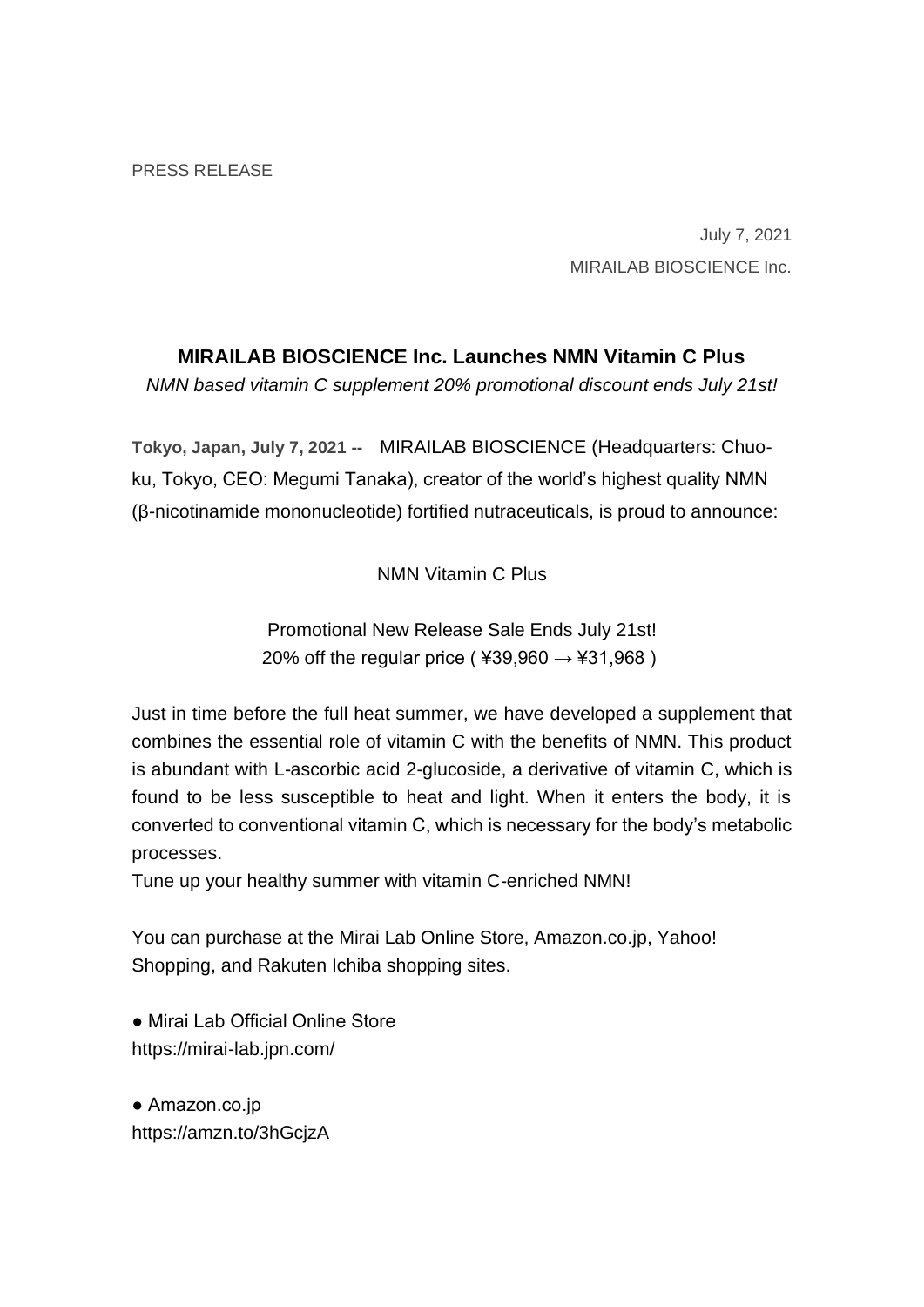PRESS RELEASE

July 7, 2021

MIRAILAB BIOSCIENCE Inc.

## MIRAILAB BIOSCIENCE Inc. Launches NMN Vitamin C Plus

*NMN based vitamin C supplement 20% promotional discount ends July 21st!*

**Tokyo, Japan, July 7, 2021 --** MIRAILAB BIOSCIENCE (Headquarters: Chuo-ku, Tokyo, CEO: Megumi Tanaka), creator of the world's highest quality NMN (β-nicotinamide mononucleotide) fortified nutraceuticals, is proud to announce:

NMN Vitamin C Plus

Promotional New Release Sale Ends July 21st!
20% off the regular price ( ¥39,960 → ¥31,968 )

Just in time before the full heat summer, we have developed a supplement that combines the essential role of vitamin C with the benefits of NMN. This product is abundant with L-ascorbic acid 2-glucoside, a derivative of vitamin C, which is found to be less susceptible to heat and light. When it enters the body, it is converted to conventional vitamin C, which is necessary for the body's metabolic processes.
Tune up your healthy summer with vitamin C-enriched NMN!

You can purchase at the Mirai Lab Online Store, Amazon.co.jp, Yahoo! Shopping, and Rakuten Ichiba shopping sites.

● Mirai Lab Official Online Store
https://mirai-lab.jpn.com/

● Amazon.co.jp
https://amzn.to/3hGcjzA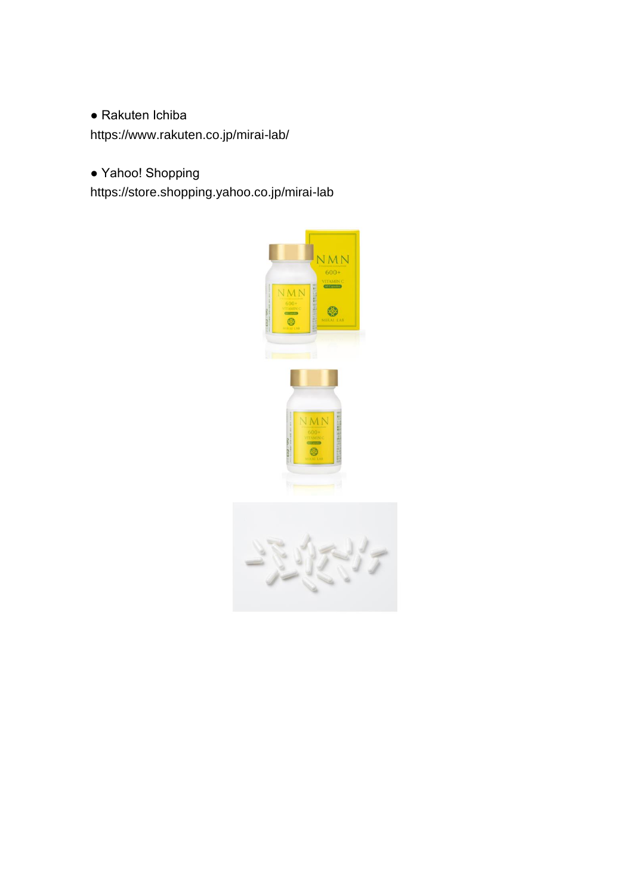● Rakuten Ichiba
https://www.rakuten.co.jp/mirai-lab/

● Yahoo! Shopping
https://store.shopping.yahoo.co.jp/mirai-lab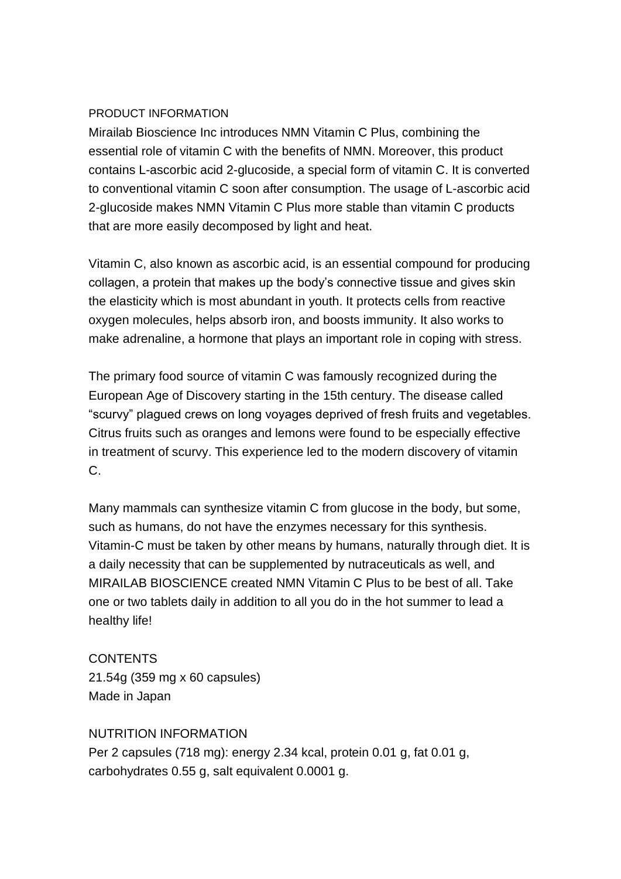PRODUCT INFORMATION

Mirailab Bioscience Inc introduces NMN Vitamin C Plus, combining the essential role of vitamin C with the benefits of NMN. Moreover, this product contains L-ascorbic acid 2-glucoside, a special form of vitamin C. It is converted to conventional vitamin C soon after consumption. The usage of L-ascorbic acid 2-glucoside makes NMN Vitamin C Plus more stable than vitamin C products that are more easily decomposed by light and heat.

Vitamin C, also known as ascorbic acid, is an essential compound for producing collagen, a protein that makes up the body's connective tissue and gives skin the elasticity which is most abundant in youth. It protects cells from reactive oxygen molecules, helps absorb iron, and boosts immunity. It also works to make adrenaline, a hormone that plays an important role in coping with stress.

The primary food source of vitamin C was famously recognized during the European Age of Discovery starting in the 15th century. The disease called "scurvy" plagued crews on long voyages deprived of fresh fruits and vegetables. Citrus fruits such as oranges and lemons were found to be especially effective in treatment of scurvy. This experience led to the modern discovery of vitamin C.

Many mammals can synthesize vitamin C from glucose in the body, but some, such as humans, do not have the enzymes necessary for this synthesis. Vitamin-C must be taken by other means by humans, naturally through diet. It is a daily necessity that can be supplemented by nutraceuticals as well, and MIRAILAB BIOSCIENCE created NMN Vitamin C Plus to be best of all. Take one or two tablets daily in addition to all you do in the hot summer to lead a healthy life!

CONTENTS

21.54g (359 mg x 60 capsules)

Made in Japan

NUTRITION INFORMATION

Per 2 capsules (718 mg): energy 2.34 kcal, protein 0.01 g, fat 0.01 g, carbohydrates 0.55 g, salt equivalent 0.0001 g.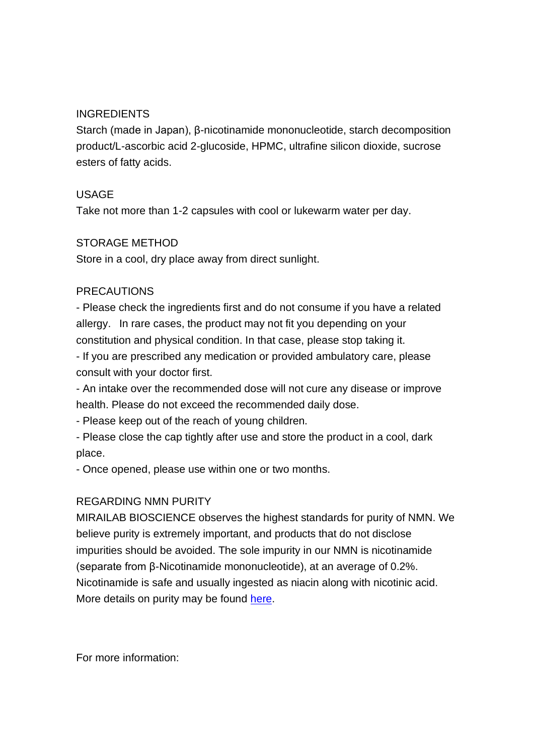## INGREDIENTS

Starch (made in Japan), β-nicotinamide mononucleotide, starch decomposition product/L-ascorbic acid 2-glucoside, HPMC, ultrafine silicon dioxide, sucrose esters of fatty acids.

## USAGE

Take not more than 1-2 capsules with cool or lukewarm water per day.

## STORAGE METHOD

Store in a cool, dry place away from direct sunlight.

## PRECAUTIONS

- Please check the ingredients first and do not consume if you have a related allergy. In rare cases, the product may not fit you depending on your constitution and physical condition. In that case, please stop taking it.
- If you are prescribed any medication or provided ambulatory care, please consult with your doctor first.
- An intake over the recommended dose will not cure any disease or improve health. Please do not exceed the recommended daily dose.
- Please keep out of the reach of young children.
- Please close the cap tightly after use and store the product in a cool, dark place.
- Once opened, please use within one or two months.

## REGARDING NMN PURITY

MIRAILAB BIOSCIENCE observes the highest standards for purity of NMN. We believe purity is extremely important, and products that do not disclose impurities should be avoided. The sole impurity in our NMN is nicotinamide (separate from β-Nicotinamide mononucleotide), at an average of 0.2%. Nicotinamide is safe and usually ingested as niacin along with nicotinic acid. More details on purity may be found here.

For more information: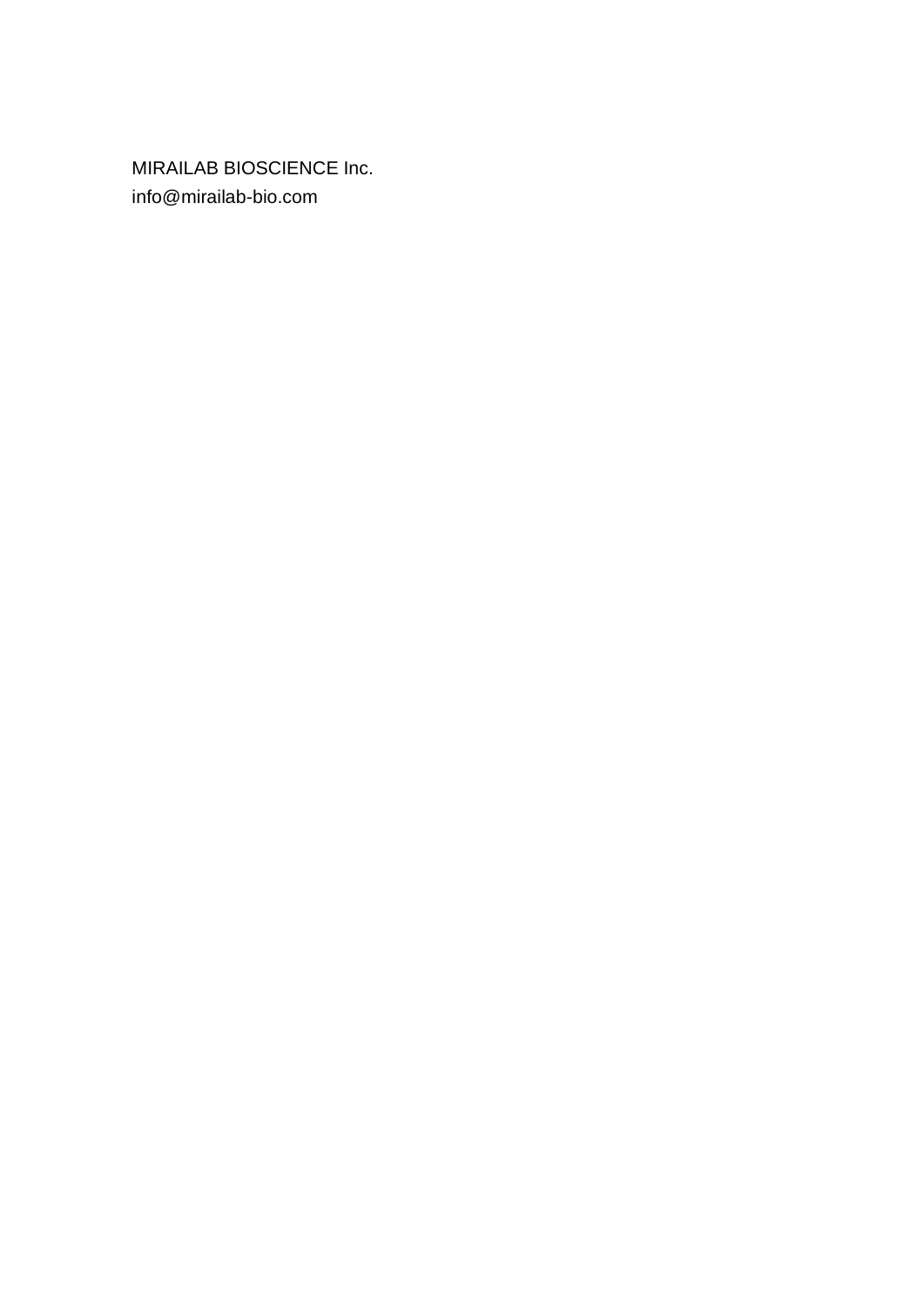MIRAILAB BIOSCIENCE Inc.
info@mirailab-bio.com